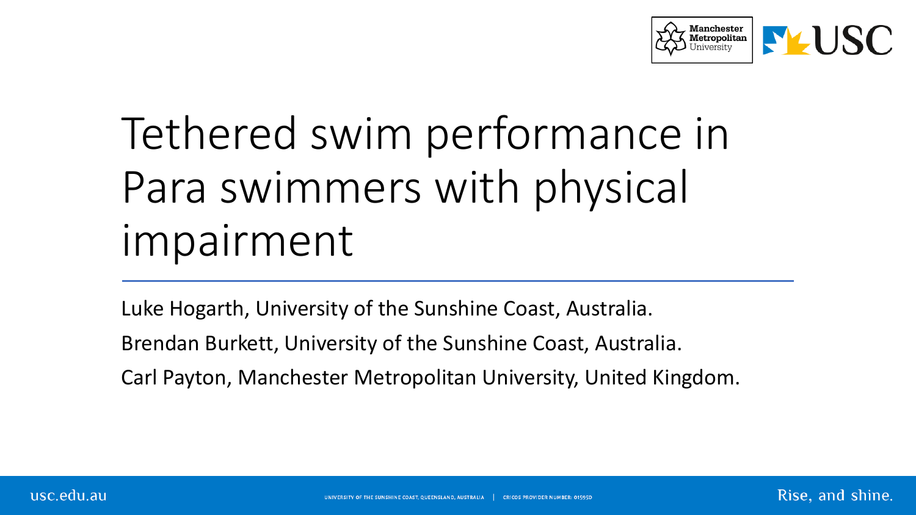# Tethered swim performance in Para swimmers with physical impairment

Luke Hogarth, University of the Sunshine Coast, Australia.

Brendan Burkett, University of the Sunshine Coast, Australia.

Carl Payton, Manchester Metropolitan University, United Kingdom.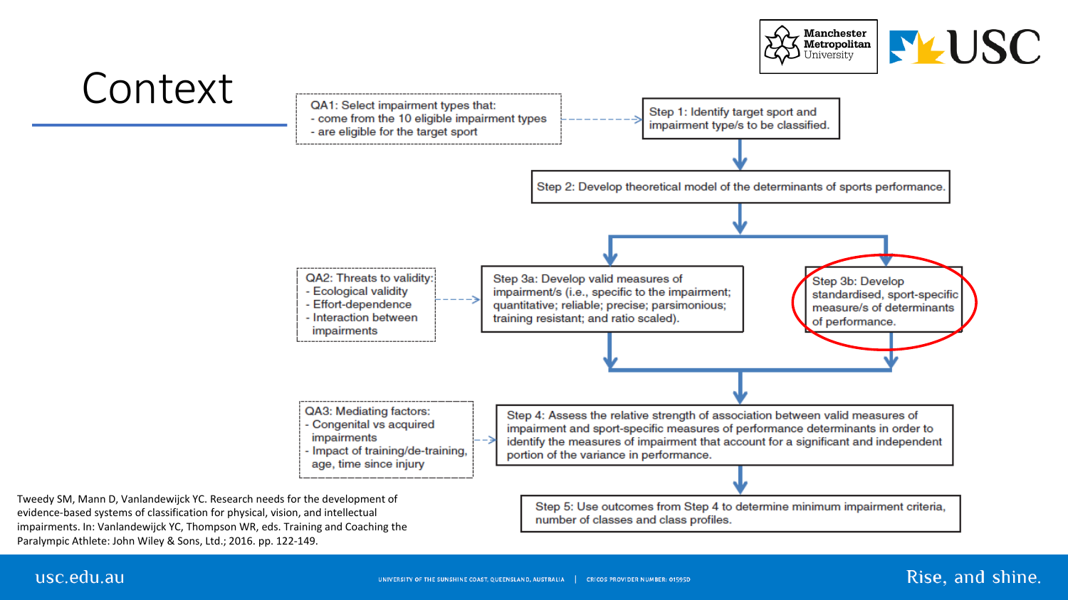# Context

QA1: Select impairment types that:
- come from the 10 eligible impairment types
- are eligible for the target sport

Step 1: Identify target sport and impairment type/s to be classified.

Step 2: Develop theoretical model of the determinants of sports performance.

QA2: Threats to validity:
- Ecological validity
- Effort-dependence
- Interaction between impairments

Step 3a: Develop valid measures of impairment/s (i.e., specific to the impairment; quantitative; reliable; precise; parsimonious; training resistant; and ratio scaled).

Step 3b: Develop standardised, sport-specific measure/s of determinants of performance.

QA3: Mediating factors:
- Congenital vs acquired impairments
- Impact of training/de-training, age, time since injury

Step 4: Assess the relative strength of association between valid measures of impairment and sport-specific measures of performance determinants in order to identify the measures of impairment that account for a significant and independent portion of the variance in performance.

Step 5: Use outcomes from Step 4 to determine minimum impairment criteria, number of classes and class profiles.

Tweedy SM, Mann D, Vanlandewijck YC. Research needs for the development of evidence-based systems of classification for physical, vision, and intellectual impairments. In: Vanlandewijck YC, Thompson WR, eds. Training and Coaching the Paralympic Athlete: John Wiley & Sons, Ltd.; 2016. pp. 122-149.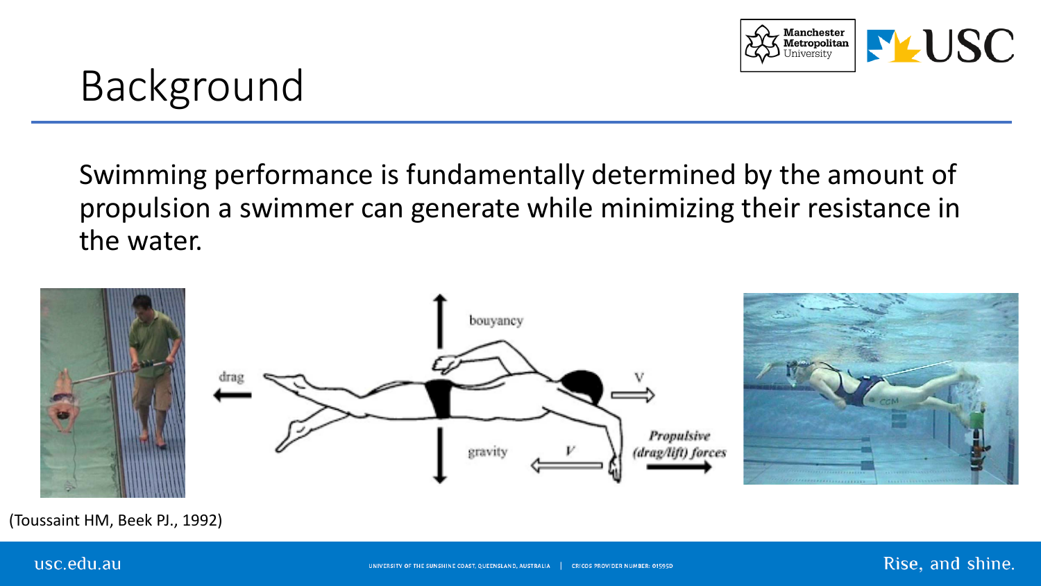# Background

Swimming performance is fundamentally determined by the amount of propulsion a swimmer can generate while minimizing their resistance in the water.

(Toussaint HM, Beek PJ., 1992)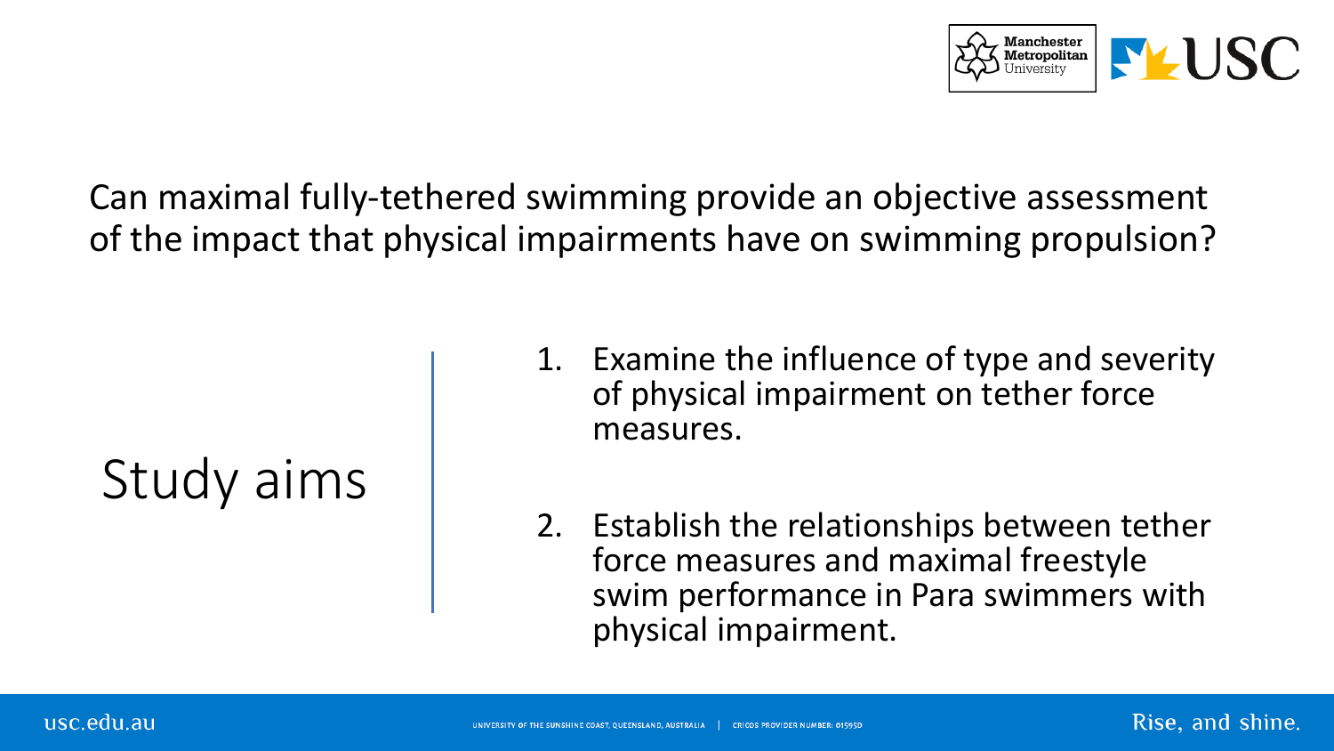Can maximal fully-tethered swimming provide an objective assessment of the impact that physical impairments have on swimming propulsion?

## Study aims

1. Examine the influence of type and severity of physical impairment on tether force measures.
2. Establish the relationships between tether force measures and maximal freestyle swim performance in Para swimmers with physical impairment.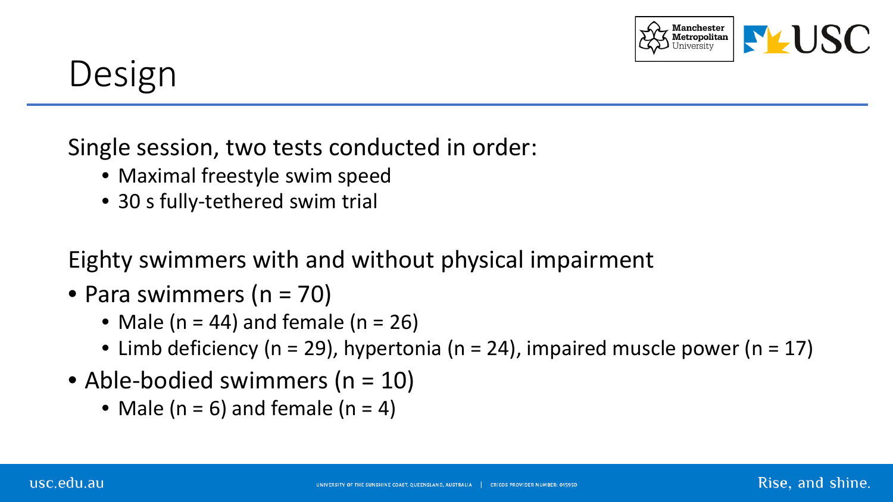# Design

Single session, two tests conducted in order:

- Maximal freestyle swim speed
- 30 s fully-tethered swim trial

Eighty swimmers with and without physical impairment

- Para swimmers (n = 70)
  - Male (n = 44) and female (n = 26)
  - Limb deficiency (n = 29), hypertonia (n = 24), impaired muscle power (n = 17)
- Able-bodied swimmers (n = 10)
  - Male (n = 6) and female (n = 4)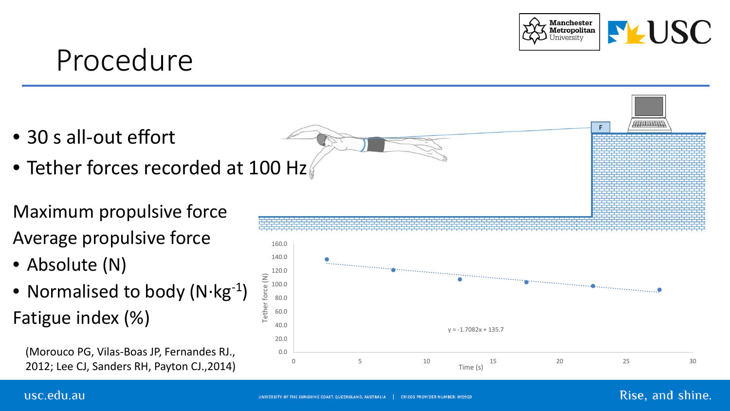# Procedure

- 30 s all-out effort
- Tether forces recorded at 100 Hz

Maximum propulsive force

Average propulsive force

- Absolute (N)
- Normalised to body ($N \cdot kg^{-1}$)

Fatigue index (%)

(Morouco PG, Vilas-Boas JP, Fernandes RJ., 2012; Lee CJ, Sanders RH, Payton CJ.,2014)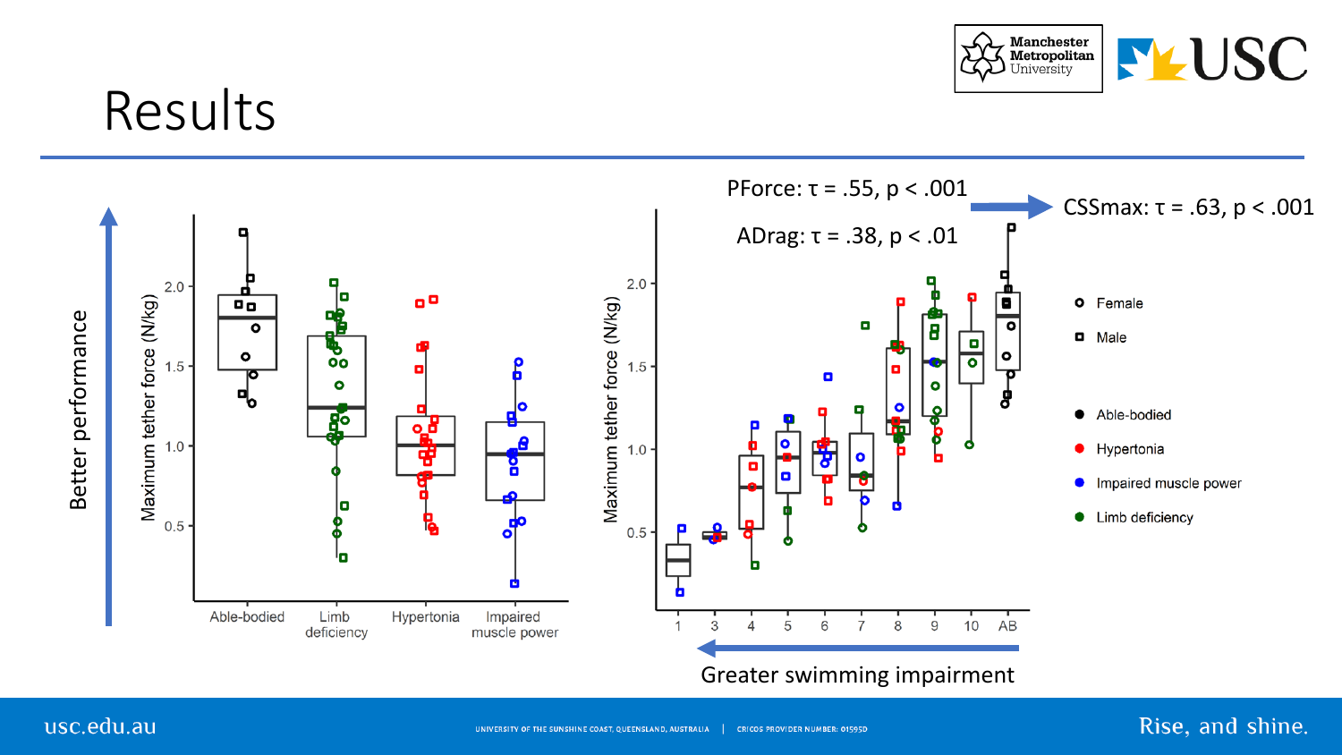# Results

Better performance

PForce: $\tau = .55, p < .001$

ADrag: $\tau = .38, p < .01$

CSSmax: $\tau = .63, p < .001$

Greater swimming impairment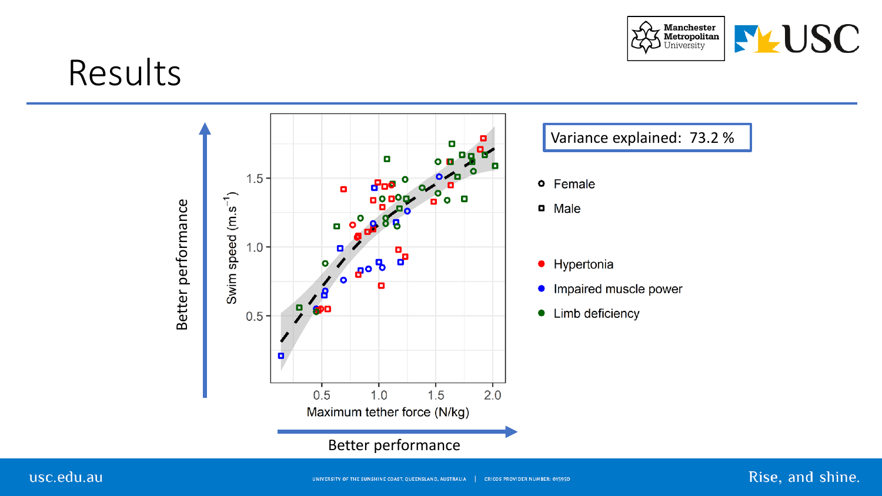# Results

Variance explained: 73.2 %

- Female
- Male

- Hypertonia
- Impaired muscle power
- Limb deficiency

Swim speed ($m.s^{-1}$)

Maximum tether force (N/kg)

Better performance

Better performance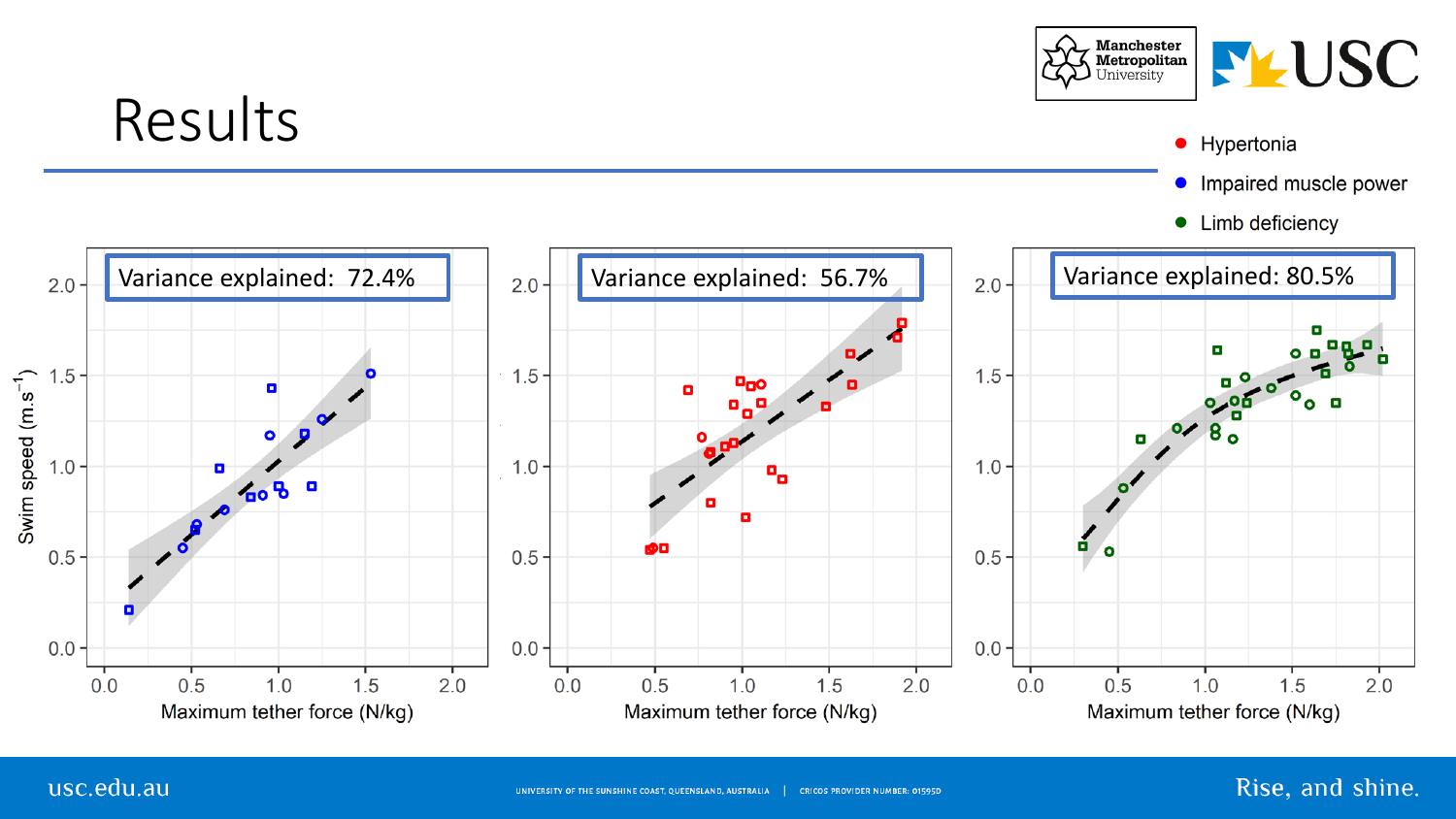# Results

- Hypertonia
- Impaired muscle power
- Limb deficiency

Variance explained: 72.4%

Variance explained: 56.7%

Variance explained: 80.5%

Swim speed ($m.s^{-1}$)

Maximum tether force (N/kg)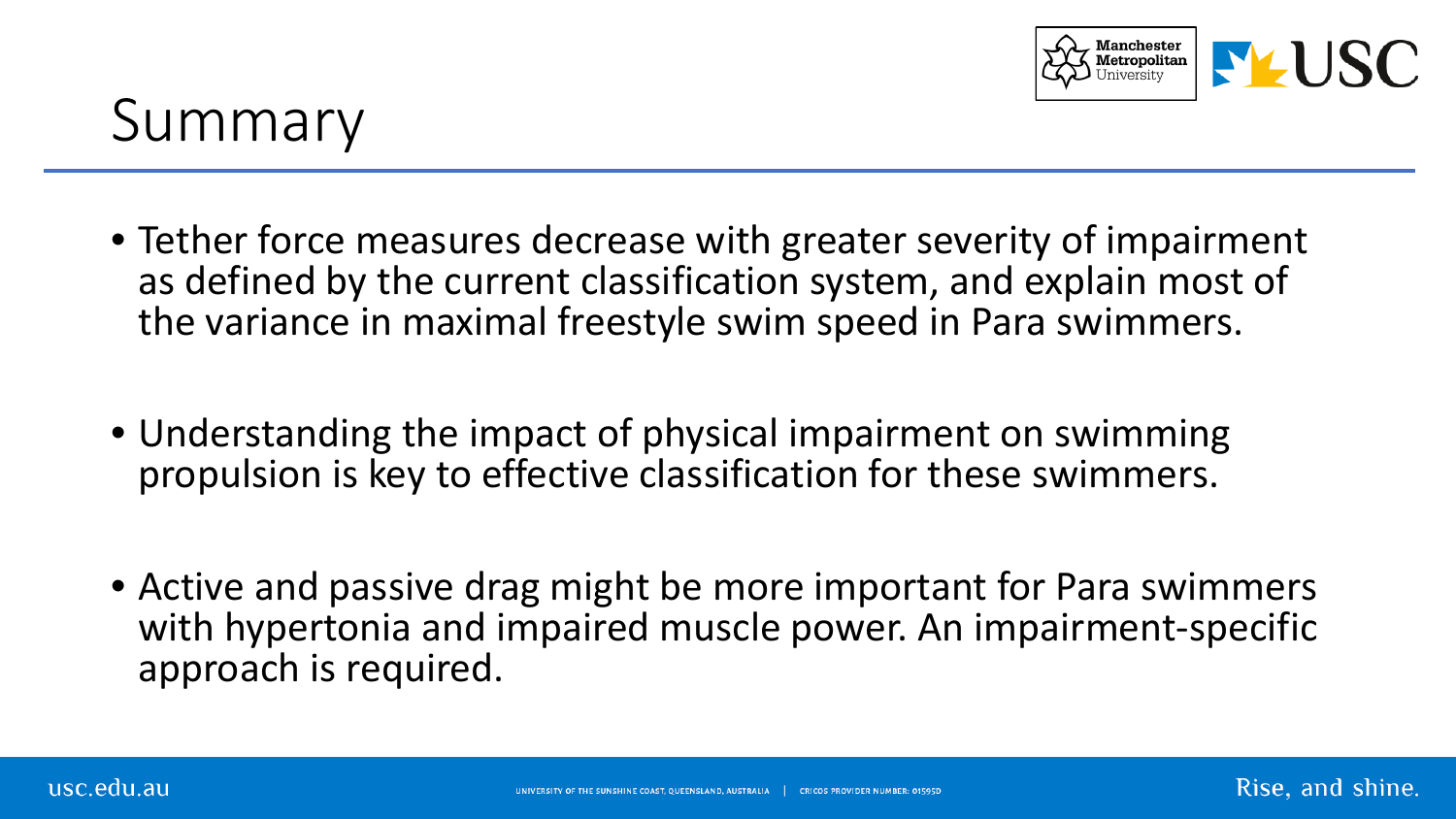# Summary

- Tether force measures decrease with greater severity of impairment as defined by the current classification system, and explain most of the variance in maximal freestyle swim speed in Para swimmers.
- Understanding the impact of physical impairment on swimming propulsion is key to effective classification for these swimmers.
- Active and passive drag might be more important for Para swimmers with hypertonia and impaired muscle power. An impairment-specific approach is required.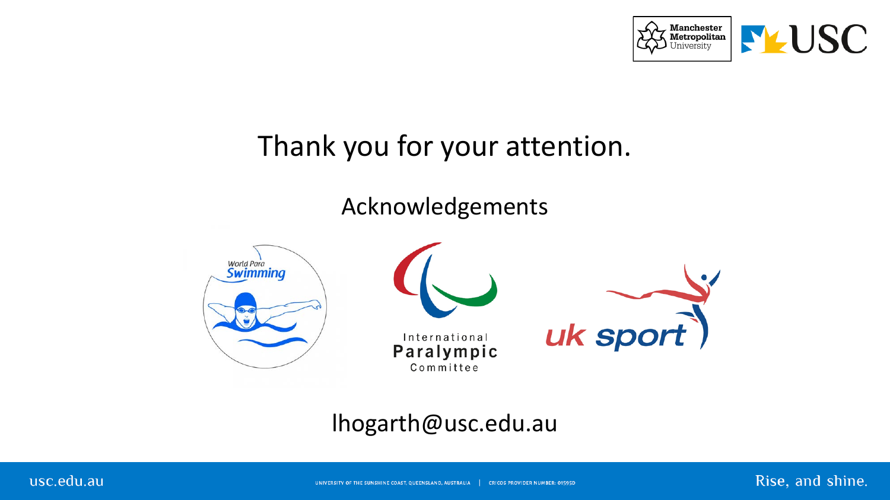# Thank you for your attention.

## Acknowledgements

lhogarth@usc.edu.au